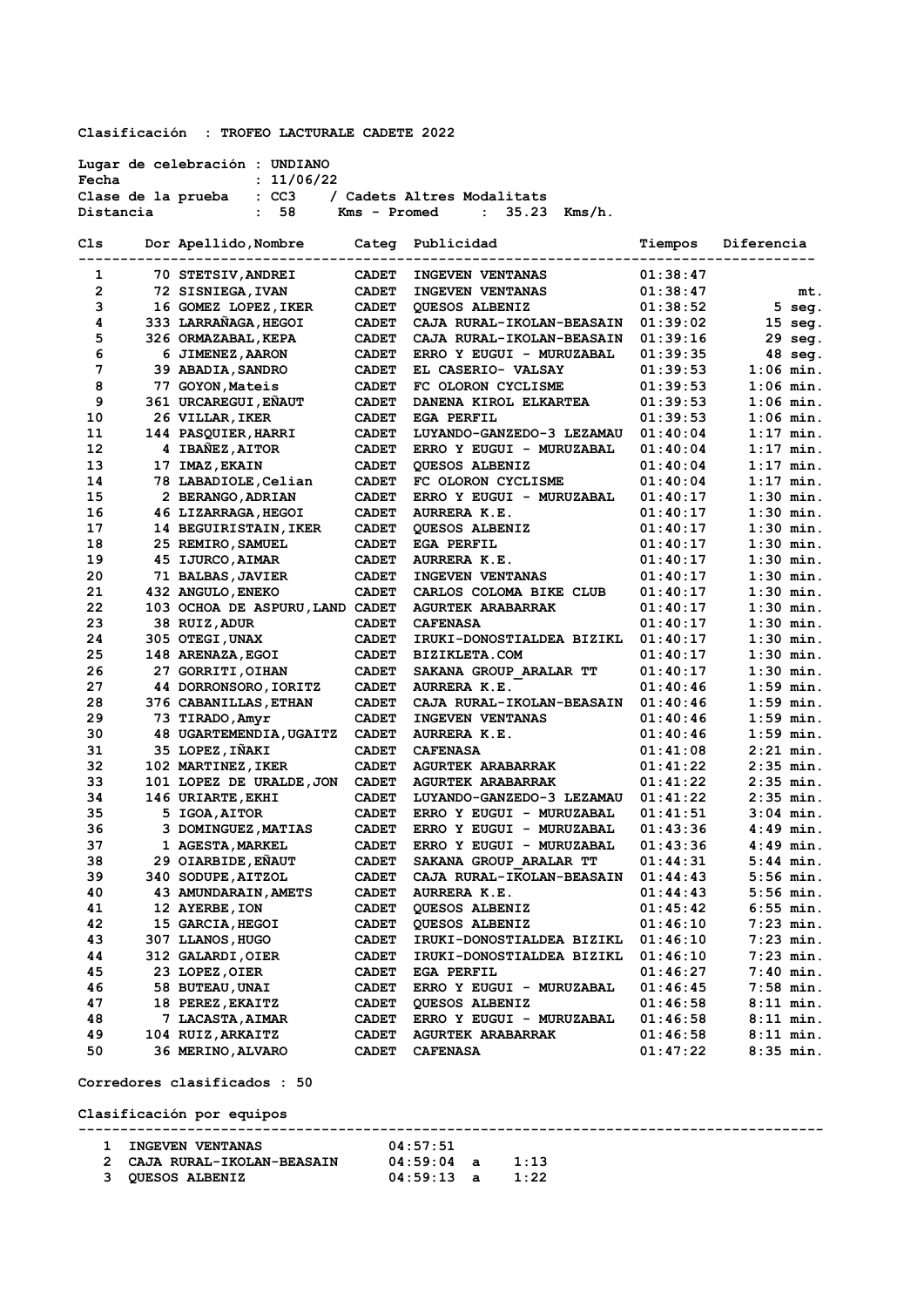**Clasificación : TROFEO LACTURALE CADETE 2022**

**Lugar de celebración : UNDIANO**
**Fecha : 11/06/22**
**Clase de la prueba : CC3 / Cadets Altres Modalitats**
**Distancia : 58 Kms - Promed : 35.23 Kms/h.**

| Cls | Dor | Apellido,Nombre | Categ | Publicidad | Tiempos | Diferencia |
|---|---|---|---|---|---|---|
| 1 | 70 | STETSIV,ANDREI | CADET | INGEVEN VENTANAS | 01:38:47 | |
| 2 | 72 | SISNIEGA,IVAN | CADET | INGEVEN VENTANAS | 01:38:47 | mt. |
| 3 | 16 | GOMEZ LOPEZ,IKER | CADET | QUESOS ALBENIZ | 01:38:52 | 5 seg. |
| 4 | 333 | LARRAÑAGA,HEGOI | CADET | CAJA RURAL-IKOLAN-BEASAIN | 01:39:02 | 15 seg. |
| 5 | 326 | ORMAZABAL,KEPA | CADET | CAJA RURAL-IKOLAN-BEASAIN | 01:39:16 | 29 seg. |
| 6 | 6 | JIMENEZ,AARON | CADET | ERRO Y EUGUI - MURUZABAL | 01:39:35 | 48 seg. |
| 7 | 39 | ABADIA,SANDRO | CADET | EL CASERIO- VALSAY | 01:39:53 | 1:06 min. |
| 8 | 77 | GOYON,Mateis | CADET | FC OLORON CYCLISME | 01:39:53 | 1:06 min. |
| 9 | 361 | URCAREGUI,EÑAUT | CADET | DANENA KIROL ELKARTEA | 01:39:53 | 1:06 min. |
| 10 | 26 | VILLAR,IKER | CADET | EGA PERFIL | 01:39:53 | 1:06 min. |
| 11 | 144 | PASQUIER,HARRI | CADET | LUYANDO-GANZEDO-3 LEZAMAU | 01:40:04 | 1:17 min. |
| 12 | 4 | IBAÑEZ,AITOR | CADET | ERRO Y EUGUI - MURUZABAL | 01:40:04 | 1:17 min. |
| 13 | 17 | IMAZ,EKAIN | CADET | QUESOS ALBENIZ | 01:40:04 | 1:17 min. |
| 14 | 78 | LABADIOLE,Celian | CADET | FC OLORON CYCLISME | 01:40:04 | 1:17 min. |
| 15 | 2 | BERANGO,ADRIAN | CADET | ERRO Y EUGUI - MURUZABAL | 01:40:17 | 1:30 min. |
| 16 | 46 | LIZARRAGA,HEGOI | CADET | AURRERA K.E. | 01:40:17 | 1:30 min. |
| 17 | 14 | BEGUIRISTAIN,IKER | CADET | QUESOS ALBENIZ | 01:40:17 | 1:30 min. |
| 18 | 25 | REMIRO,SAMUEL | CADET | EGA PERFIL | 01:40:17 | 1:30 min. |
| 19 | 45 | IJURCO,AIMAR | CADET | AURRERA K.E. | 01:40:17 | 1:30 min. |
| 20 | 71 | BALBAS,JAVIER | CADET | INGEVEN VENTANAS | 01:40:17 | 1:30 min. |
| 21 | 432 | ANGULO,ENEKO | CADET | CARLOS COLOMA BIKE CLUB | 01:40:17 | 1:30 min. |
| 22 | 103 | OCHOA DE ASPURU,LAND | CADET | AGURTEK ARABARRAK | 01:40:17 | 1:30 min. |
| 23 | 38 | RUIZ,ADUR | CADET | CAFENASA | 01:40:17 | 1:30 min. |
| 24 | 305 | OTEGI,UNAX | CADET | IRUKI-DONOSTIALDEA BIZIKL | 01:40:17 | 1:30 min. |
| 25 | 148 | ARENAZA,EGOI | CADET | BIZIKLETA.COM | 01:40:17 | 1:30 min. |
| 26 | 27 | GORRITI,OIHAN | CADET | SAKANA GROUP_ARALAR TT | 01:40:17 | 1:30 min. |
| 27 | 44 | DORRONSORO,IORITZ | CADET | AURRERA K.E. | 01:40:46 | 1:59 min. |
| 28 | 376 | CABANILLAS,ETHAN | CADET | CAJA RURAL-IKOLAN-BEASAIN | 01:40:46 | 1:59 min. |
| 29 | 73 | TIRADO,Amyr | CADET | INGEVEN VENTANAS | 01:40:46 | 1:59 min. |
| 30 | 48 | UGARTEMENDIA,UGAITZ | CADET | AURRERA K.E. | 01:40:46 | 1:59 min. |
| 31 | 35 | LOPEZ,IÑAKI | CADET | CAFENASA | 01:41:08 | 2:21 min. |
| 32 | 102 | MARTINEZ,IKER | CADET | AGURTEK ARABARRAK | 01:41:22 | 2:35 min. |
| 33 | 101 | LOPEZ DE URALDE,JON | CADET | AGURTEK ARABARRAK | 01:41:22 | 2:35 min. |
| 34 | 146 | URIARTE,EKHI | CADET | LUYANDO-GANZEDO-3 LEZAMAU | 01:41:22 | 2:35 min. |
| 35 | 5 | IGOA,AITOR | CADET | ERRO Y EUGUI - MURUZABAL | 01:41:51 | 3:04 min. |
| 36 | 3 | DOMINGUEZ,MATIAS | CADET | ERRO Y EUGUI - MURUZABAL | 01:43:36 | 4:49 min. |
| 37 | 1 | AGESTA,MARKEL | CADET | ERRO Y EUGUI - MURUZABAL | 01:43:36 | 4:49 min. |
| 38 | 29 | OIARBIDE,EÑAUT | CADET | SAKANA GROUP_ARALAR TT | 01:44:31 | 5:44 min. |
| 39 | 340 | SODUPE,AITZOL | CADET | CAJA RURAL-IKOLAN-BEASAIN | 01:44:43 | 5:56 min. |
| 40 | 43 | AMUNDARAIN,AMETS | CADET | AURRERA K.E. | 01:44:43 | 5:56 min. |
| 41 | 12 | AYERBE,ION | CADET | QUESOS ALBENIZ | 01:45:42 | 6:55 min. |
| 42 | 15 | GARCIA,HEGOI | CADET | QUESOS ALBENIZ | 01:46:10 | 7:23 min. |
| 43 | 307 | LLANOS,HUGO | CADET | IRUKI-DONOSTIALDEA BIZIKL | 01:46:10 | 7:23 min. |
| 44 | 312 | GALARDI,OIER | CADET | IRUKI-DONOSTIALDEA BIZIKL | 01:46:10 | 7:23 min. |
| 45 | 23 | LOPEZ,OIER | CADET | EGA PERFIL | 01:46:27 | 7:40 min. |
| 46 | 58 | BUTEAU,UNAI | CADET | ERRO Y EUGUI - MURUZABAL | 01:46:45 | 7:58 min. |
| 47 | 18 | PEREZ,EKAITZ | CADET | QUESOS ALBENIZ | 01:46:58 | 8:11 min. |
| 48 | 7 | LACASTA,AIMAR | CADET | ERRO Y EUGUI - MURUZABAL | 01:46:58 | 8:11 min. |
| 49 | 104 | RUIZ,ARKAITZ | CADET | AGURTEK ARABARRAK | 01:46:58 | 8:11 min. |
| 50 | 36 | MERINO,ALVARO | CADET | CAFENASA | 01:47:22 | 8:35 min. |

**Corredores clasificados : 50**

**Clasificación por equipos**

| | Equipo | Tiempo | | Diferencia |
|---|---|---|---|---|
| 1 | INGEVEN VENTANAS | 04:57:51 | | |
| 2 | CAJA RURAL-IKOLAN-BEASAIN | 04:59:04 | a | 1:13 |
| 3 | QUESOS ALBENIZ | 04:59:13 | a | 1:22 |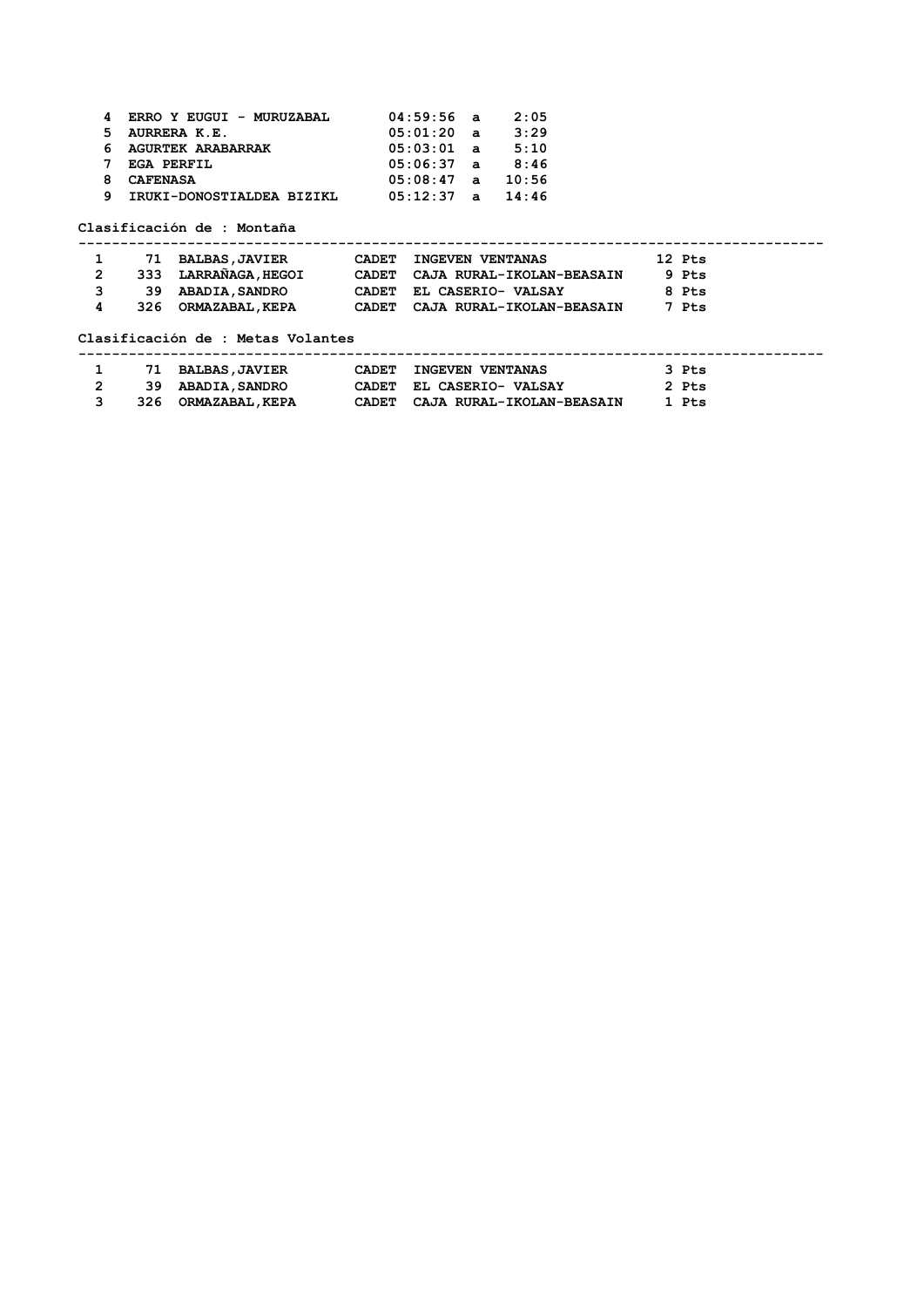| | | | | |
|---|---|---|---|---|
| 4 | ERRO Y EUGUI - MURUZABAL | 04:59:56 | a | 2:05 |
| 5 | AURRERA K.E. | 05:01:20 | a | 3:29 |
| 6 | AGURTEK ARABARRAK | 05:03:01 | a | 5:10 |
| 7 | EGA PERFIL | 05:06:37 | a | 8:46 |
| 8 | CAFENASA | 05:08:47 | a | 10:56 |
| 9 | IRUKI-DONOSTIALDEA BIZIKL | 05:12:37 | a | 14:46 |

**Clasificación de : Montaña**

| | | | | | |
|---|---|---|---|---|---|
| 1 | 71 | BALBAS,JAVIER | CADET | INGEVEN VENTANAS | 12 Pts |
| 2 | 333 | LARRAÑAGA,HEGOI | CADET | CAJA RURAL-IKOLAN-BEASAIN | 9 Pts |
| 3 | 39 | ABADIA,SANDRO | CADET | EL CASERIO- VALSAY | 8 Pts |
| 4 | 326 | ORMAZABAL,KEPA | CADET | CAJA RURAL-IKOLAN-BEASAIN | 7 Pts |

**Clasificación de : Metas Volantes**

| | | | | | |
|---|---|---|---|---|---|
| 1 | 71 | BALBAS,JAVIER | CADET | INGEVEN VENTANAS | 3 Pts |
| 2 | 39 | ABADIA,SANDRO | CADET | EL CASERIO- VALSAY | 2 Pts |
| 3 | 326 | ORMAZABAL,KEPA | CADET | CAJA RURAL-IKOLAN-BEASAIN | 1 Pts |